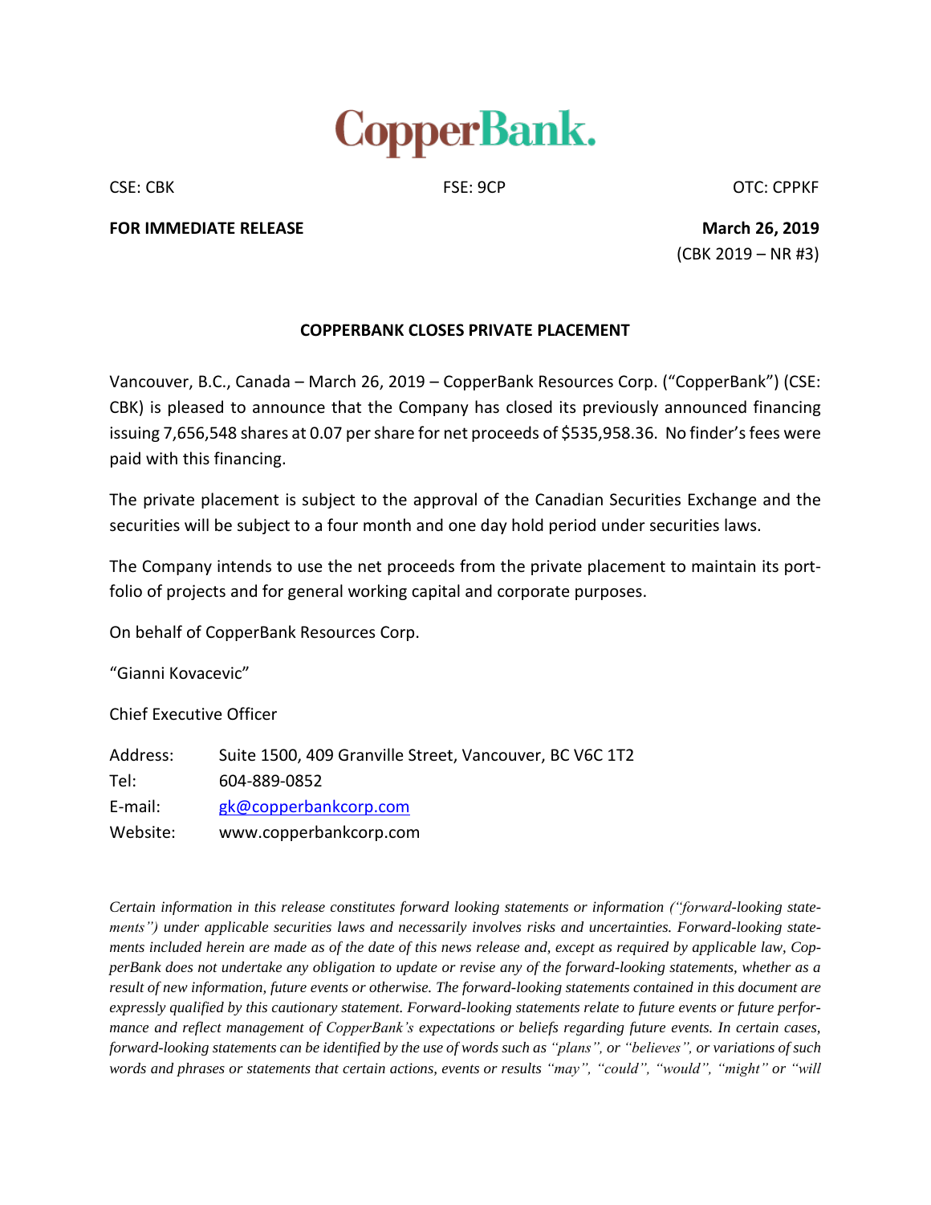CopperBank.

CSE: CBK | FSE: 9CP | OTC: CPPKF

**FOR IMMEDIATE RELEASE**

**March 26, 2019**

(CBK 2019 – NR #3)

**COPPERBANK CLOSES PRIVATE PLACEMENT**

Vancouver, B.C., Canada – March 26, 2019 – CopperBank Resources Corp. ("CopperBank") (CSE: CBK) is pleased to announce that the Company has closed its previously announced financing issuing 7,656,548 shares at 0.07 per share for net proceeds of $535,958.36. No finder's fees were paid with this financing.

The private placement is subject to the approval of the Canadian Securities Exchange and the securities will be subject to a four month and one day hold period under securities laws.

The Company intends to use the net proceeds from the private placement to maintain its portfolio of projects and for general working capital and corporate purposes.

On behalf of CopperBank Resources Corp.

"Gianni Kovacevic"

Chief Executive Officer

Address: Suite 1500, 409 Granville Street, Vancouver, BC V6C 1T2

Tel: 604-889-0852

E-mail: gk@copperbankcorp.com

Website: www.copperbankcorp.com

*Certain information in this release constitutes forward looking statements or information ("forward-looking statements") under applicable securities laws and necessarily involves risks and uncertainties. Forward-looking statements included herein are made as of the date of this news release and, except as required by applicable law, CopperBank does not undertake any obligation to update or revise any of the forward-looking statements, whether as a result of new information, future events or otherwise. The forward-looking statements contained in this document are expressly qualified by this cautionary statement. Forward-looking statements relate to future events or future performance and reflect management of CopperBank's expectations or beliefs regarding future events. In certain cases, forward-looking statements can be identified by the use of words such as "plans", or "believes", or variations of such words and phrases or statements that certain actions, events or results "may", "could", "would", "might" or "will*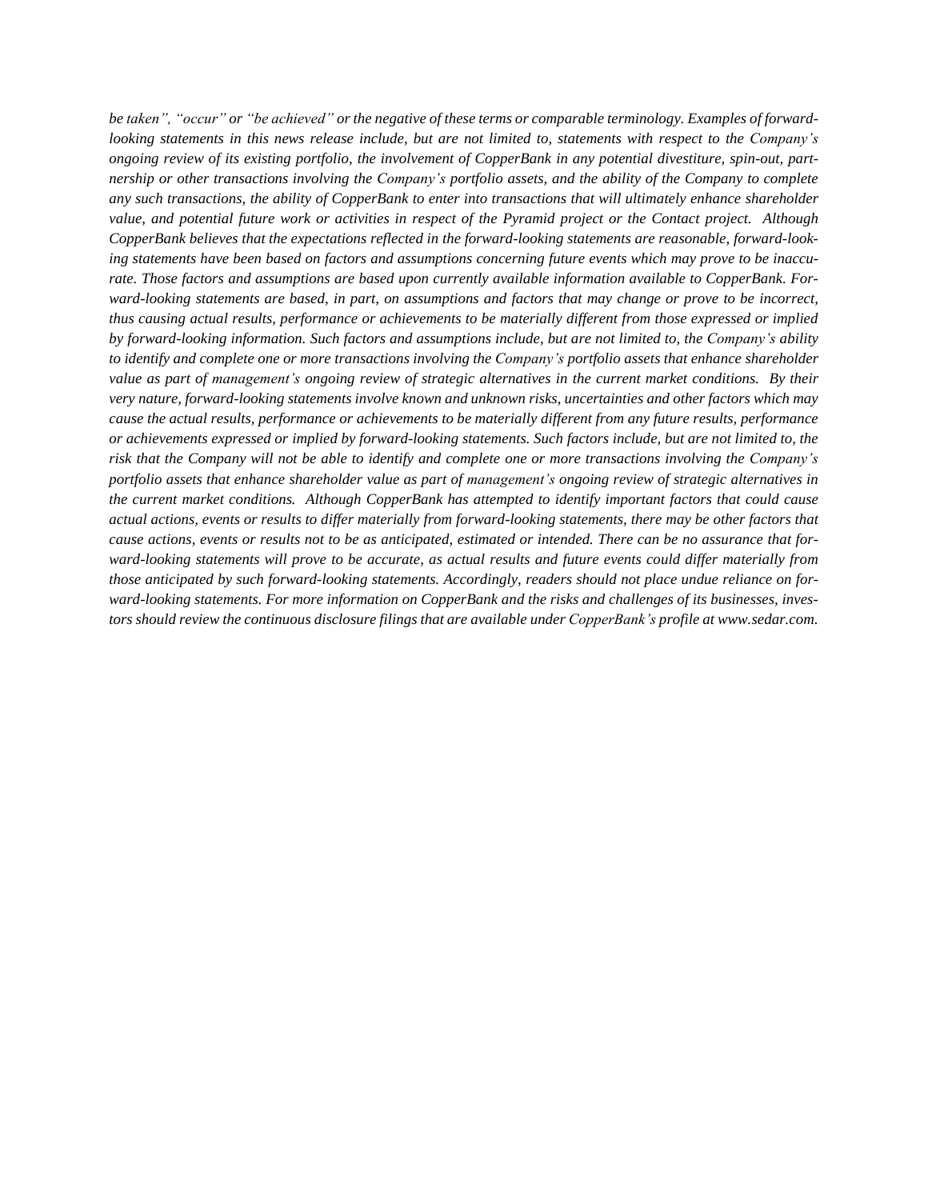*be taken", "occur" or "be achieved" or the negative of these terms or comparable terminology. Examples of forward-looking statements in this news release include, but are not limited to, statements with respect to the Company's ongoing review of its existing portfolio, the involvement of CopperBank in any potential divestiture, spin-out, partnership or other transactions involving the Company's portfolio assets, and the ability of the Company to complete any such transactions, the ability of CopperBank to enter into transactions that will ultimately enhance shareholder value, and potential future work or activities in respect of the Pyramid project or the Contact project. Although CopperBank believes that the expectations reflected in the forward-looking statements are reasonable, forward-looking statements have been based on factors and assumptions concerning future events which may prove to be inaccurate. Those factors and assumptions are based upon currently available information available to CopperBank. Forward-looking statements are based, in part, on assumptions and factors that may change or prove to be incorrect, thus causing actual results, performance or achievements to be materially different from those expressed or implied by forward-looking information. Such factors and assumptions include, but are not limited to, the Company's ability to identify and complete one or more transactions involving the Company's portfolio assets that enhance shareholder value as part of management's ongoing review of strategic alternatives in the current market conditions. By their very nature, forward-looking statements involve known and unknown risks, uncertainties and other factors which may cause the actual results, performance or achievements to be materially different from any future results, performance or achievements expressed or implied by forward-looking statements. Such factors include, but are not limited to, the risk that the Company will not be able to identify and complete one or more transactions involving the Company's portfolio assets that enhance shareholder value as part of management's ongoing review of strategic alternatives in the current market conditions. Although CopperBank has attempted to identify important factors that could cause actual actions, events or results to differ materially from forward-looking statements, there may be other factors that cause actions, events or results not to be as anticipated, estimated or intended. There can be no assurance that forward-looking statements will prove to be accurate, as actual results and future events could differ materially from those anticipated by such forward-looking statements. Accordingly, readers should not place undue reliance on forward-looking statements. For more information on CopperBank and the risks and challenges of its businesses, investors should review the continuous disclosure filings that are available under CopperBank's profile at www.sedar.com.*